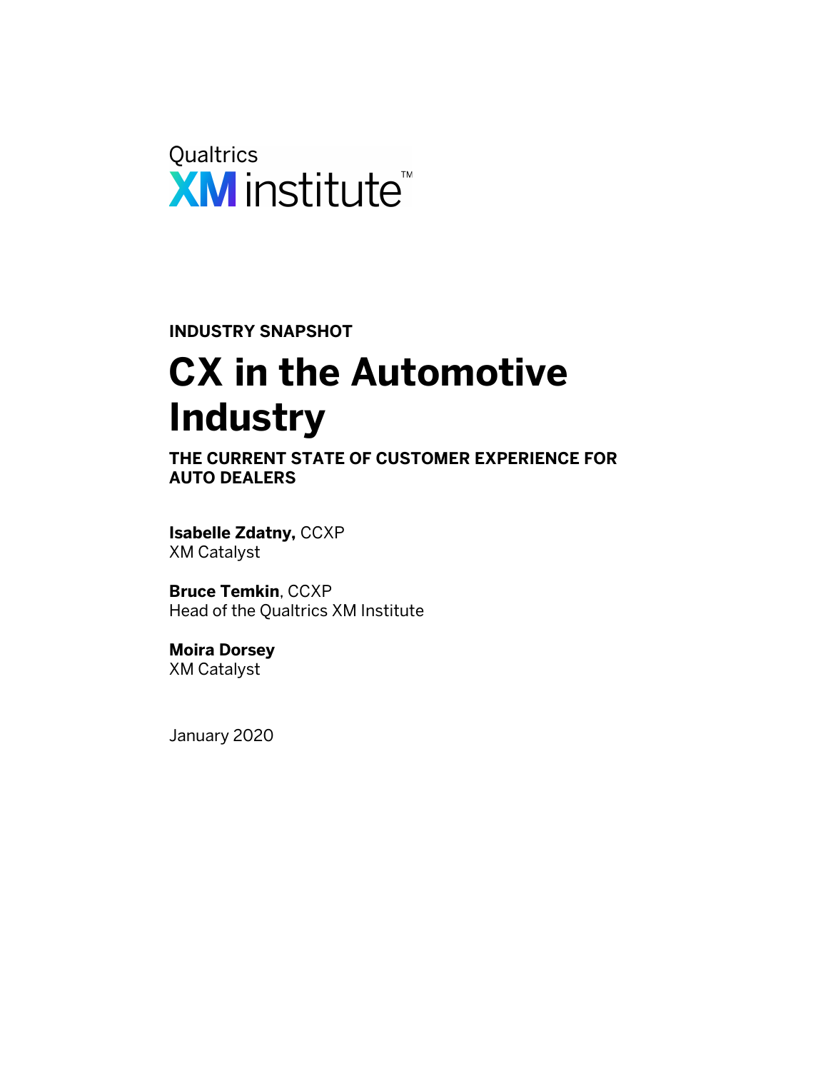Qualtrics XM institute™

**INDUSTRY SNAPSHOT**

# CX in the Automotive Industry

**THE CURRENT STATE OF CUSTOMER EXPERIENCE FOR AUTO DEALERS**

**Isabelle Zdatny,** CCXP
XM Catalyst

**Bruce Temkin**, CCXP
Head of the Qualtrics XM Institute

**Moira Dorsey**
XM Catalyst

January 2020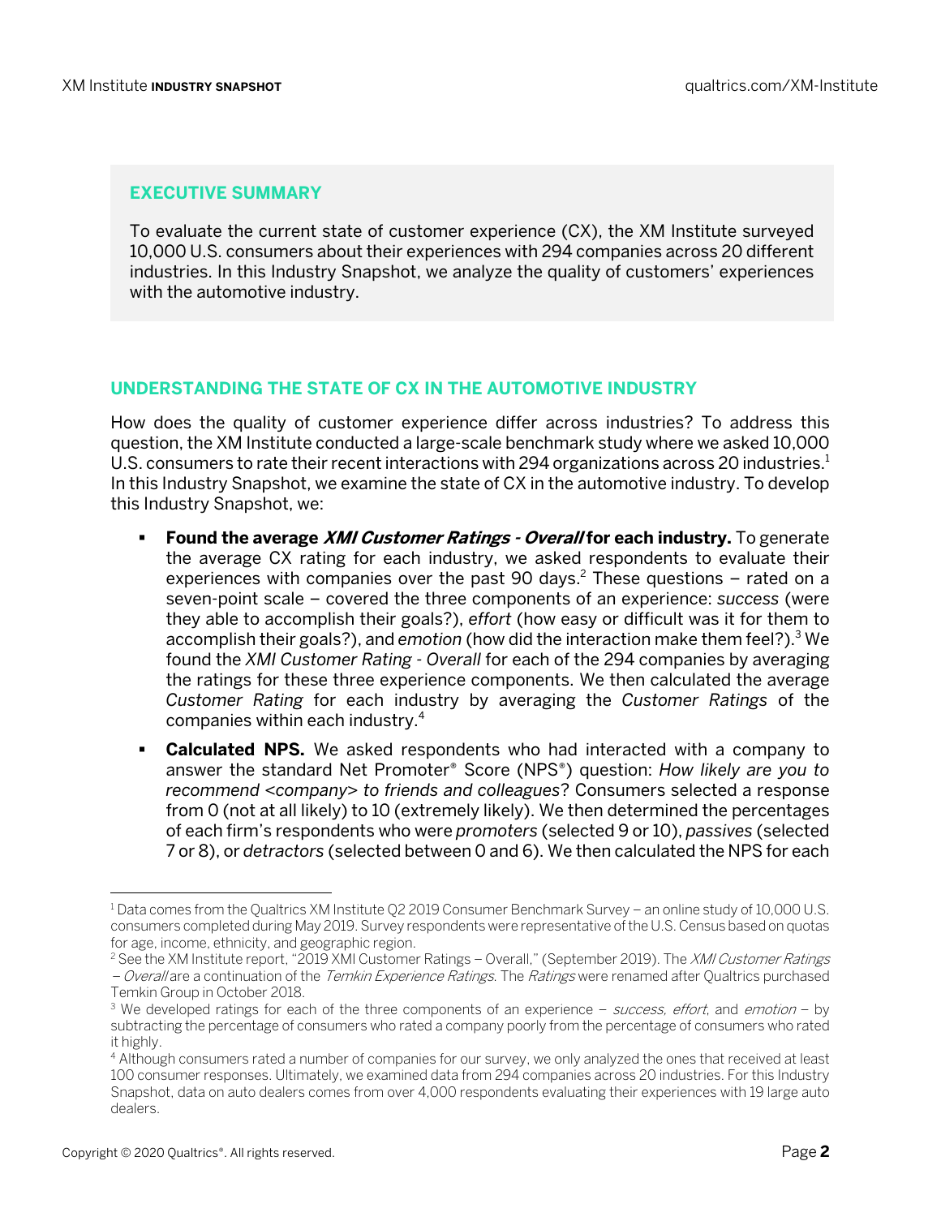## EXECUTIVE SUMMARY

To evaluate the current state of customer experience (CX), the XM Institute surveyed 10,000 U.S. consumers about their experiences with 294 companies across 20 different industries. In this Industry Snapshot, we analyze the quality of customers' experiences with the automotive industry.

## UNDERSTANDING THE STATE OF CX IN THE AUTOMOTIVE INDUSTRY

How does the quality of customer experience differ across industries? To address this question, the XM Institute conducted a large-scale benchmark study where we asked 10,000 U.S. consumers to rate their recent interactions with 294 organizations across 20 industries.[1] In this Industry Snapshot, we examine the state of CX in the automotive industry. To develop this Industry Snapshot, we:

- **Found the average *XMI Customer Ratings - Overall* for each industry.** To generate the average CX rating for each industry, we asked respondents to evaluate their experiences with companies over the past 90 days.[2] These questions – rated on a seven-point scale – covered the three components of an experience: *success* (were they able to accomplish their goals?), *effort* (how easy or difficult was it for them to accomplish their goals?), and *emotion* (how did the interaction make them feel?).[3] We found the *XMI Customer Rating - Overall* for each of the 294 companies by averaging the ratings for these three experience components. We then calculated the average *Customer Rating* for each industry by averaging the *Customer Ratings* of the companies within each industry.[4]
- **Calculated NPS.** We asked respondents who had interacted with a company to answer the standard Net Promoter® Score (NPS®) question: *How likely are you to recommend <company> to friends and colleagues*? Consumers selected a response from 0 (not at all likely) to 10 (extremely likely). We then determined the percentages of each firm's respondents who were *promoters* (selected 9 or 10), *passives* (selected 7 or 8), or *detractors* (selected between 0 and 6). We then calculated the NPS for each

---

[1] Data comes from the Qualtrics XM Institute Q2 2019 Consumer Benchmark Survey – an online study of 10,000 U.S. consumers completed during May 2019. Survey respondents were representative of the U.S. Census based on quotas for age, income, ethnicity, and geographic region.

[2] See the XM Institute report, "2019 XMI Customer Ratings – Overall," (September 2019). The *XMI Customer Ratings – Overall* are a continuation of the *Temkin Experience Ratings*. The *Ratings* were renamed after Qualtrics purchased Temkin Group in October 2018.

[3] We developed ratings for each of the three components of an experience – *success, effort*, and *emotion* – by subtracting the percentage of consumers who rated a company poorly from the percentage of consumers who rated it highly.

[4] Although consumers rated a number of companies for our survey, we only analyzed the ones that received at least 100 consumer responses. Ultimately, we examined data from 294 companies across 20 industries. For this Industry Snapshot, data on auto dealers comes from over 4,000 respondents evaluating their experiences with 19 large auto dealers.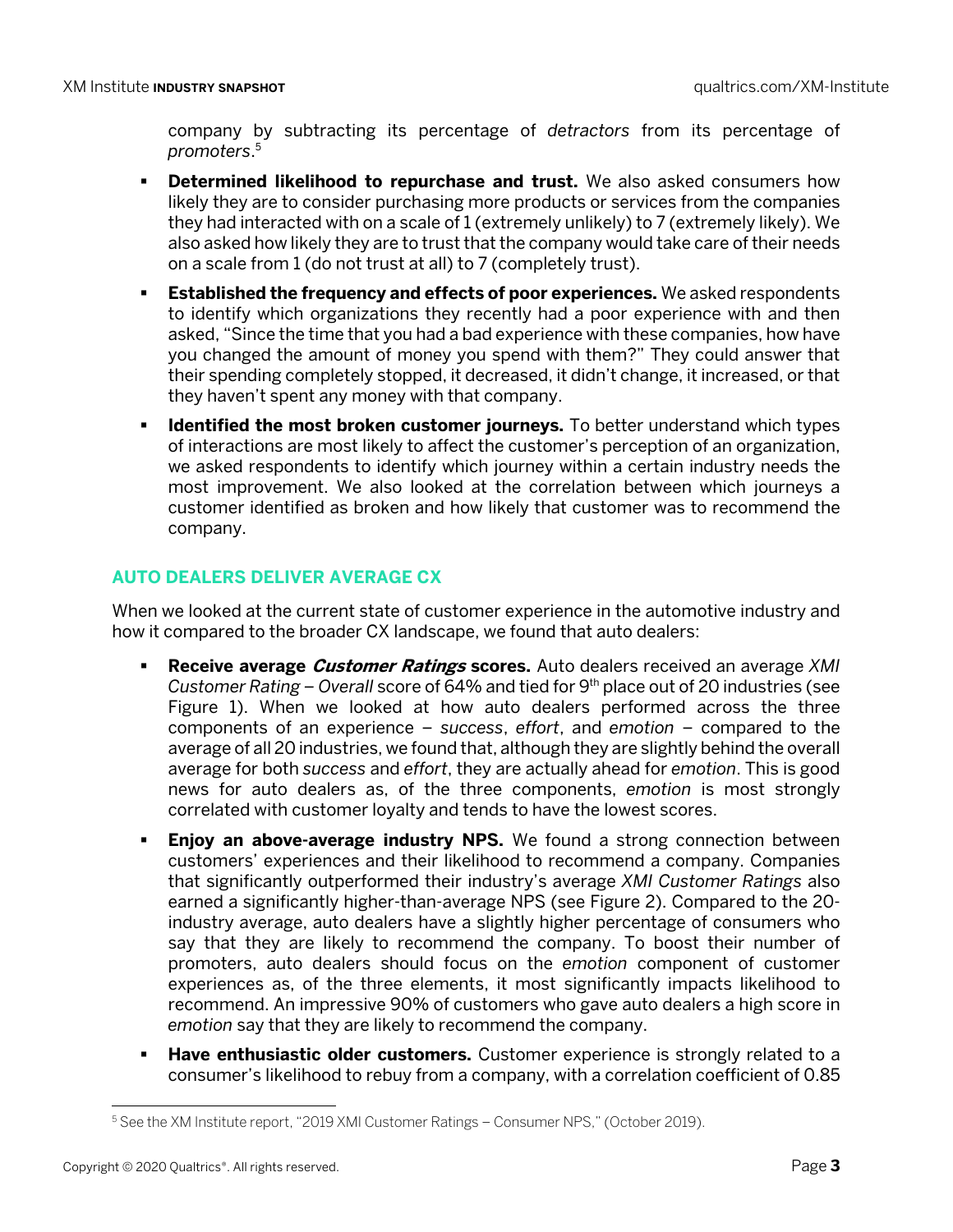company by subtracting its percentage of *detractors* from its percentage of *promoters*.[5]

- **Determined likelihood to repurchase and trust.** We also asked consumers how likely they are to consider purchasing more products or services from the companies they had interacted with on a scale of 1 (extremely unlikely) to 7 (extremely likely). We also asked how likely they are to trust that the company would take care of their needs on a scale from 1 (do not trust at all) to 7 (completely trust).
- **Established the frequency and effects of poor experiences.** We asked respondents to identify which organizations they recently had a poor experience with and then asked, "Since the time that you had a bad experience with these companies, how have you changed the amount of money you spend with them?" They could answer that their spending completely stopped, it decreased, it didn't change, it increased, or that they haven't spent any money with that company.
- **Identified the most broken customer journeys.** To better understand which types of interactions are most likely to affect the customer's perception of an organization, we asked respondents to identify which journey within a certain industry needs the most improvement. We also looked at the correlation between which journeys a customer identified as broken and how likely that customer was to recommend the company.

## AUTO DEALERS DELIVER AVERAGE CX

When we looked at the current state of customer experience in the automotive industry and how it compared to the broader CX landscape, we found that auto dealers:

- **Receive average *Customer Ratings* scores.** Auto dealers received an average *XMI Customer Rating – Overall* score of 64% and tied for 9th place out of 20 industries (see Figure 1). When we looked at how auto dealers performed across the three components of an experience – *success*, *effort*, and *emotion* – compared to the average of all 20 industries, we found that, although they are slightly behind the overall average for both *success* and *effort*, they are actually ahead for *emotion*. This is good news for auto dealers as, of the three components, *emotion* is most strongly correlated with customer loyalty and tends to have the lowest scores.
- **Enjoy an above-average industry NPS.** We found a strong connection between customers' experiences and their likelihood to recommend a company. Companies that significantly outperformed their industry's average *XMI Customer Ratings* also earned a significantly higher-than-average NPS (see Figure 2). Compared to the 20-industry average, auto dealers have a slightly higher percentage of consumers who say that they are likely to recommend the company. To boost their number of promoters, auto dealers should focus on the *emotion* component of customer experiences as, of the three elements, it most significantly impacts likelihood to recommend. An impressive 90% of customers who gave auto dealers a high score in *emotion* say that they are likely to recommend the company.
- **Have enthusiastic older customers.** Customer experience is strongly related to a consumer's likelihood to rebuy from a company, with a correlation coefficient of 0.85

[5] See the XM Institute report, "2019 XMI Customer Ratings – Consumer NPS," (October 2019).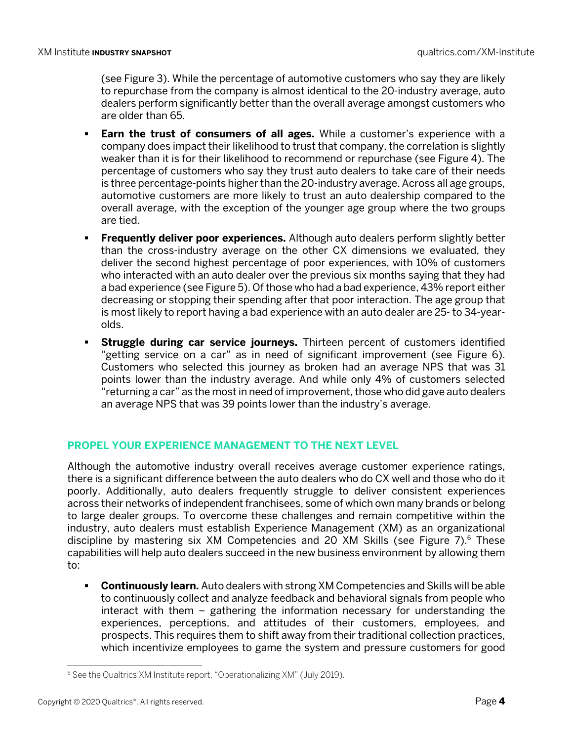(see Figure 3). While the percentage of automotive customers who say they are likely to repurchase from the company is almost identical to the 20-industry average, auto dealers perform significantly better than the overall average amongst customers who are older than 65.

- **Earn the trust of consumers of all ages.** While a customer's experience with a company does impact their likelihood to trust that company, the correlation is slightly weaker than it is for their likelihood to recommend or repurchase (see Figure 4). The percentage of customers who say they trust auto dealers to take care of their needs is three percentage-points higher than the 20-industry average. Across all age groups, automotive customers are more likely to trust an auto dealership compared to the overall average, with the exception of the younger age group where the two groups are tied.
- **Frequently deliver poor experiences.** Although auto dealers perform slightly better than the cross-industry average on the other CX dimensions we evaluated, they deliver the second highest percentage of poor experiences, with 10% of customers who interacted with an auto dealer over the previous six months saying that they had a bad experience (see Figure 5). Of those who had a bad experience, 43% report either decreasing or stopping their spending after that poor interaction. The age group that is most likely to report having a bad experience with an auto dealer are 25- to 34-year-olds.
- **Struggle during car service journeys.** Thirteen percent of customers identified "getting service on a car" as in need of significant improvement (see Figure 6). Customers who selected this journey as broken had an average NPS that was 31 points lower than the industry average. And while only 4% of customers selected "returning a car" as the most in need of improvement, those who did gave auto dealers an average NPS that was 39 points lower than the industry's average.

## PROPEL YOUR EXPERIENCE MANAGEMENT TO THE NEXT LEVEL

Although the automotive industry overall receives average customer experience ratings, there is a significant difference between the auto dealers who do CX well and those who do it poorly. Additionally, auto dealers frequently struggle to deliver consistent experiences across their networks of independent franchisees, some of which own many brands or belong to large dealer groups. To overcome these challenges and remain competitive within the industry, auto dealers must establish Experience Management (XM) as an organizational discipline by mastering six XM Competencies and 20 XM Skills (see Figure 7).[6] These capabilities will help auto dealers succeed in the new business environment by allowing them to:

- **Continuously learn.** Auto dealers with strong XM Competencies and Skills will be able to continuously collect and analyze feedback and behavioral signals from people who interact with them – gathering the information necessary for understanding the experiences, perceptions, and attitudes of their customers, employees, and prospects. This requires them to shift away from their traditional collection practices, which incentivize employees to game the system and pressure customers for good

[6] See the Qualtrics XM Institute report, "Operationalizing XM" (July 2019).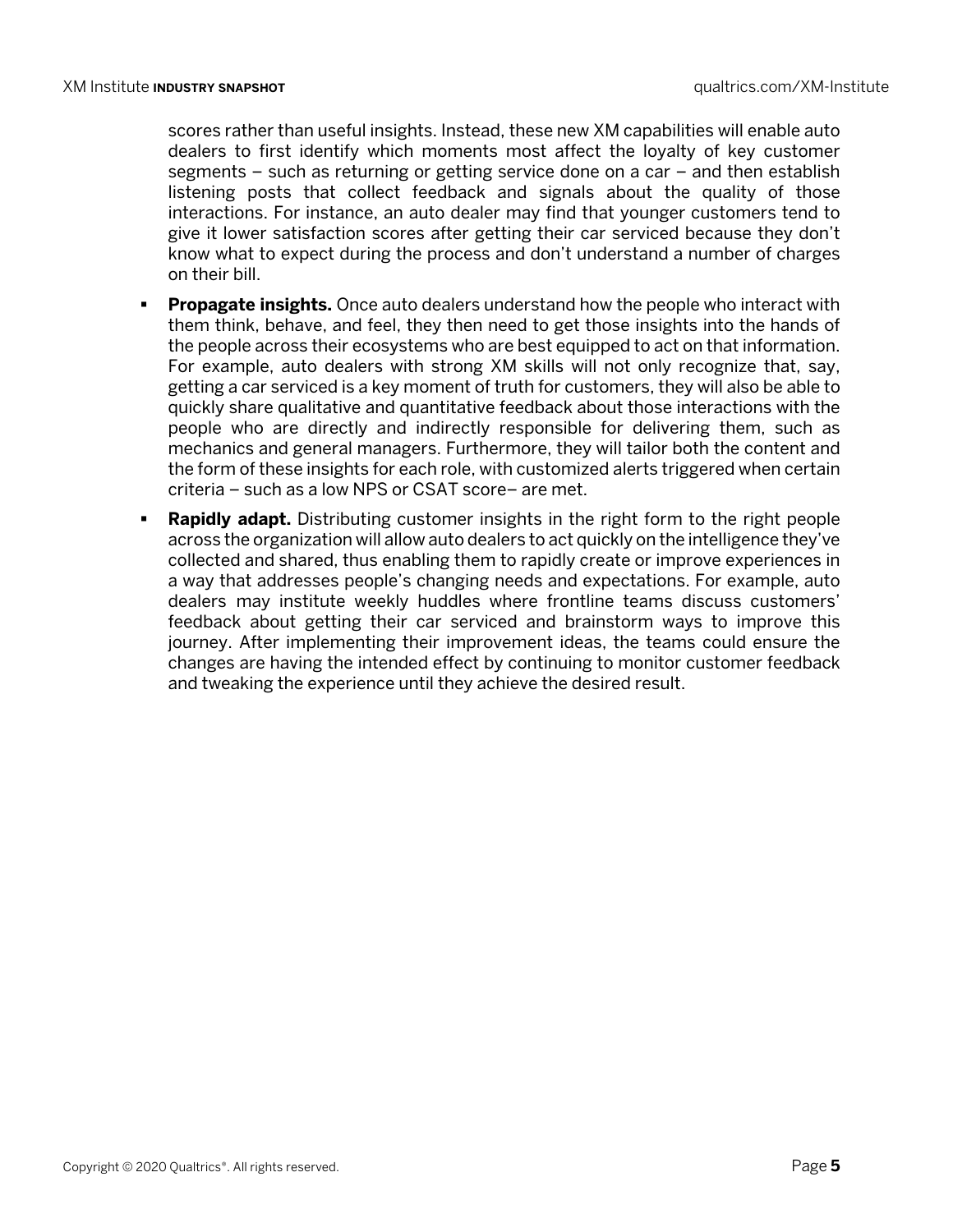scores rather than useful insights. Instead, these new XM capabilities will enable auto dealers to first identify which moments most affect the loyalty of key customer segments – such as returning or getting service done on a car – and then establish listening posts that collect feedback and signals about the quality of those interactions. For instance, an auto dealer may find that younger customers tend to give it lower satisfaction scores after getting their car serviced because they don't know what to expect during the process and don't understand a number of charges on their bill.

- **Propagate insights.** Once auto dealers understand how the people who interact with them think, behave, and feel, they then need to get those insights into the hands of the people across their ecosystems who are best equipped to act on that information. For example, auto dealers with strong XM skills will not only recognize that, say, getting a car serviced is a key moment of truth for customers, they will also be able to quickly share qualitative and quantitative feedback about those interactions with the people who are directly and indirectly responsible for delivering them, such as mechanics and general managers. Furthermore, they will tailor both the content and the form of these insights for each role, with customized alerts triggered when certain criteria – such as a low NPS or CSAT score– are met.
- **Rapidly adapt.** Distributing customer insights in the right form to the right people across the organization will allow auto dealers to act quickly on the intelligence they've collected and shared, thus enabling them to rapidly create or improve experiences in a way that addresses people's changing needs and expectations. For example, auto dealers may institute weekly huddles where frontline teams discuss customers' feedback about getting their car serviced and brainstorm ways to improve this journey. After implementing their improvement ideas, the teams could ensure the changes are having the intended effect by continuing to monitor customer feedback and tweaking the experience until they achieve the desired result.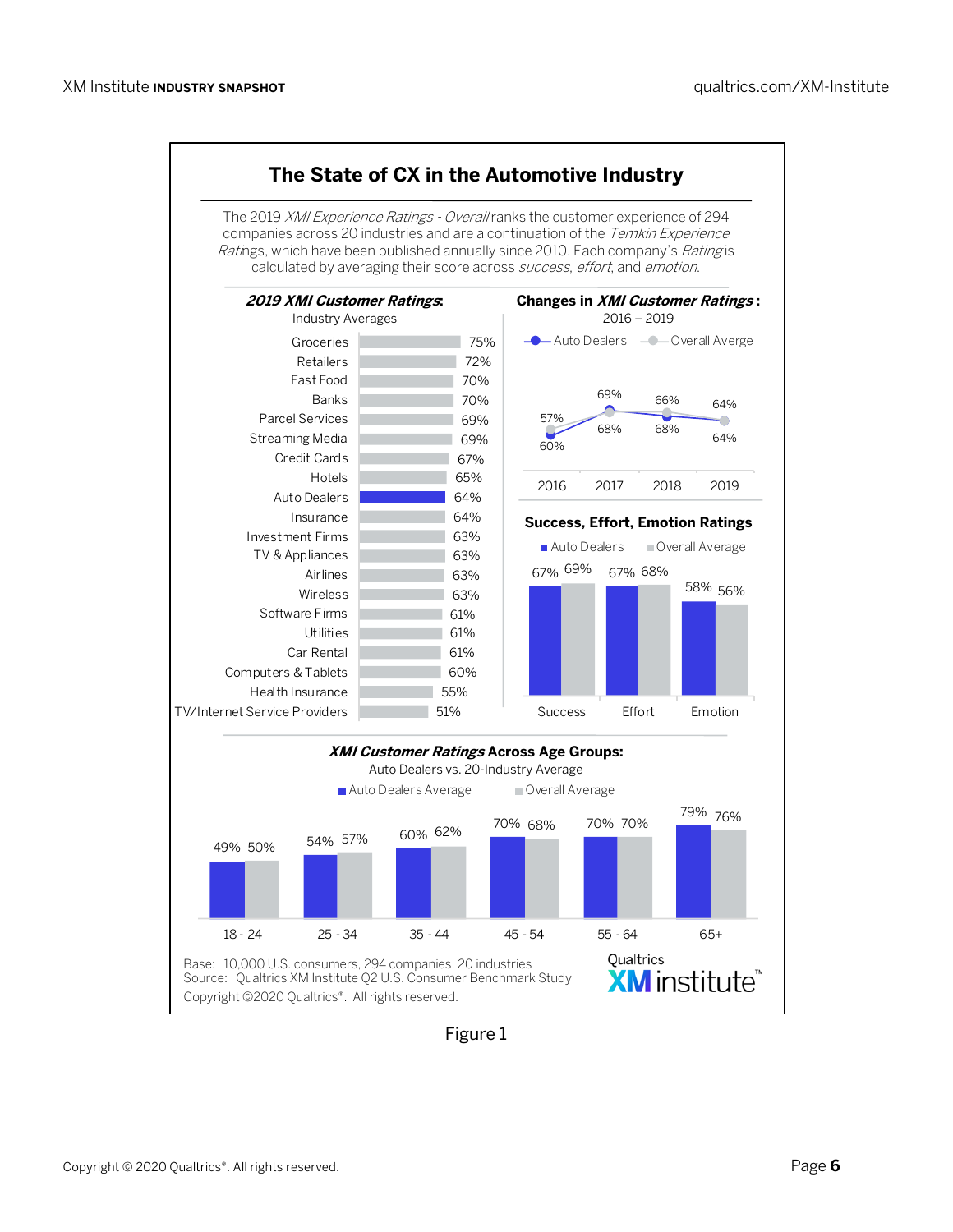## The State of CX in the Automotive Industry

The 2019 *XMI Experience Ratings - Overall* ranks the customer experience of 294 companies across 20 industries and are a continuation of the *Temkin Experience Ratings*, which have been published annually since 2010. Each company's *Rating* is calculated by averaging their score across *success*, *effort*, and *emotion*.

### *2019 XMI Customer Ratings*: Industry Averages

| Industry | Rating |
|---|---|
| Groceries | 75% |
| Retailers | 72% |
| Fast Food | 70% |
| Banks | 70% |
| Parcel Services | 69% |
| Streaming Media | 69% |
| Credit Cards | 67% |
| Hotels | 65% |
| Auto Dealers | 64% |
| Insurance | 64% |
| Investment Firms | 63% |
| TV & Appliances | 63% |
| Airlines | 63% |
| Wireless | 63% |
| Software Firms | 61% |
| Utilities | 61% |
| Car Rental | 61% |
| Computers & Tablets | 60% |
| Health Insurance | 55% |
| TV/Internet Service Providers | 51% |

### Changes in *XMI Customer Ratings*: 2016 – 2019

| | 2016 | 2017 | 2018 | 2019 |
|---|---|---|---|---|
| Auto Dealers | 57% | 69% | 66% | 64% |
| Overall Averge | 60% | 68% | 68% | 64% |

### Success, Effort, Emotion Ratings

| | Success | Effort | Emotion |
|---|---|---|---|
| Auto Dealers | 67% | 67% | 58% |
| Overall Average | 69% | 68% | 56% |

### *XMI Customer Ratings* Across Age Groups:
Auto Dealers vs. 20-Industry Average

| | 18 - 24 | 25 - 34 | 35 - 44 | 45 - 54 | 55 - 64 | 65+ |
|---|---|---|---|---|---|---|
| Auto Dealers Average | 49% | 54% | 60% | 70% | 70% | 79% |
| Overall Average | 50% | 57% | 62% | 68% | 70% | 76% |

Base: 10,000 U.S. consumers, 294 companies, 20 industries
Source: Qualtrics XM Institute Q2 U.S. Consumer Benchmark Study
Copyright ©2020 Qualtrics®. All rights reserved.

Qualtrics XM institute™

Figure 1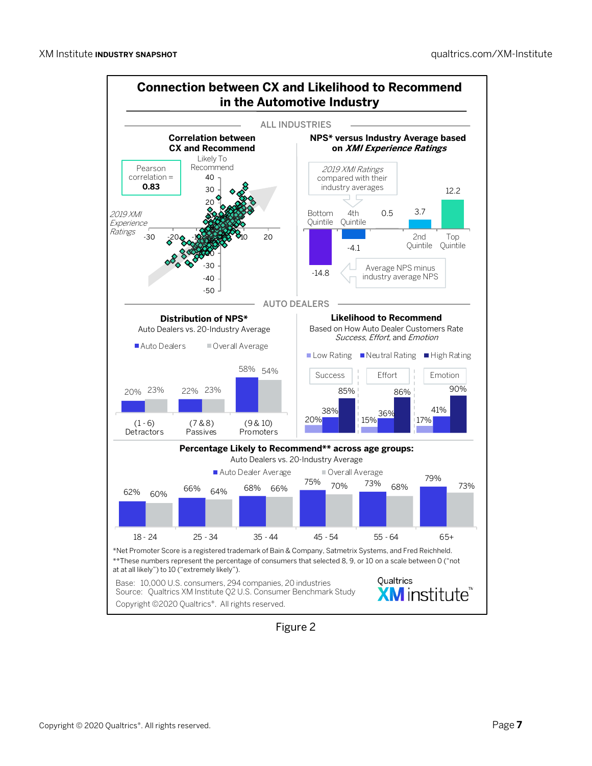# Connection between CX and Likelihood to Recommend in the Automotive Industry

## ALL INDUSTRIES

### Correlation between CX and Recommend

Pearson correlation = **0.83**

Likely To Recommend (y-axis): 40, 30, 20, 10, -10, -20, -30, -40, -50

*2019 XMI Experience Ratings* (x-axis): -30, -20, -10, 10, 20

### NPS* versus Industry Average based on *XMI Experience Ratings*

*2019 XMI Ratings* compared with their industry averages

Average NPS minus industry average NPS

| Bottom Quintile | 4th Quintile | | 2nd Quintile | Top Quintile |
|---|---|---|---|---|
| -14.8 | -4.1 | 0.5 | 3.7 | 12.2 |

## AUTO DEALERS

### Distribution of NPS*

Auto Dealers vs. 20-Industry Average

| | Auto Dealers | Overall Average |
|---|---|---|
| (1 - 6) Detractors | 20% | 23% |
| (7 & 8) Passives | 22% | 23% |
| (9 & 10) Promoters | 58% | 54% |

### Likelihood to Recommend

Based on How Auto Dealer Customers Rate *Success*, *Effort*, and *Emotion*

| | Low Rating | Neutral Rating | High Rating |
|---|---|---|---|
| Success | 20% | 38% | 85% |
| Effort | 15% | 36% | 86% |
| Emotion | 17% | 41% | 90% |

### Percentage Likely to Recommend** across age groups:

Auto Dealers vs. 20-Industry Average

| | Auto Dealer Average | Overall Average |
|---|---|---|
| 18 - 24 | 62% | 60% |
| 25 - 34 | 66% | 64% |
| 35 - 44 | 68% | 66% |
| 45 - 54 | 75% | 70% |
| 55 - 64 | 73% | 68% |
| 65+ | 79% | 73% |

*Net Promoter Score is a registered trademark of Bain & Company, Satmetrix Systems, and Fred Reichheld.
**These numbers represent the percentage of consumers that selected 8, 9, or 10 on a scale between 0 ("not at all likely") to 10 ("extremely likely").

Base: 10,000 U.S. consumers, 294 companies, 20 industries
Source: Qualtrics XM Institute Q2 U.S. Consumer Benchmark Study
Copyright ©2020 Qualtrics®. All rights reserved.

Qualtrics XM institute™

Figure 2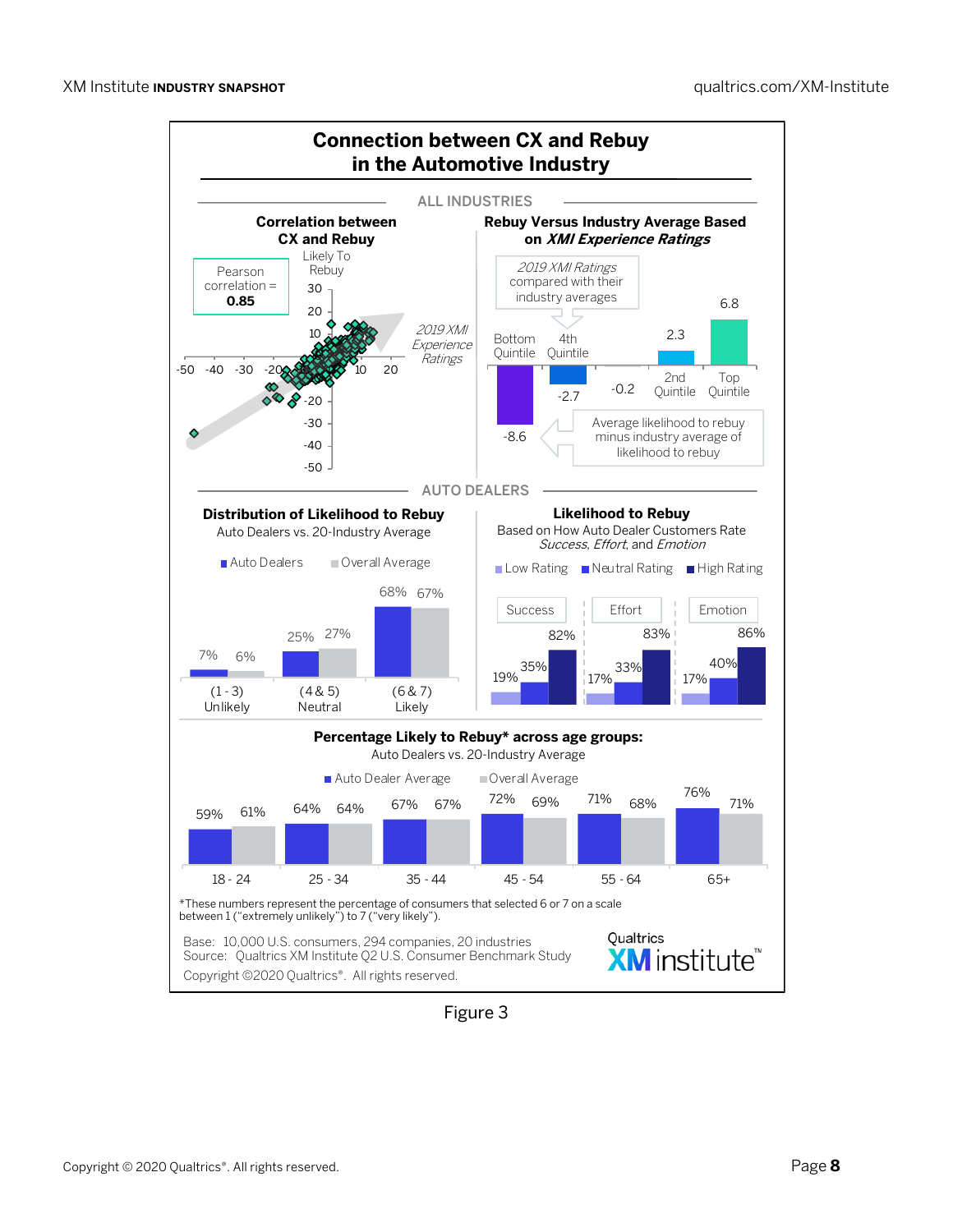# Connection between CX and Rebuy in the Automotive Industry

## ALL INDUSTRIES

### Correlation between CX and Rebuy

Pearson correlation = **0.85**

Likely To Rebuy (y-axis: -50 to 30); 2019 XMI Experience Ratings (x-axis: -50 to 20)

### Rebuy Versus Industry Average Based on *XMI Experience Ratings*

*2019 XMI Ratings* compared with their industry averages

Average likelihood to rebuy minus industry average of likelihood to rebuy

| Bottom Quintile | 4th Quintile | Middle | 2nd Quintile | Top Quintile |
|---|---|---|---|---|
| -8.6 | -2.7 | -0.2 | 2.3 | 6.8 |

## AUTO DEALERS

### Distribution of Likelihood to Rebuy

Auto Dealers vs. 20-Industry Average

| | (1 - 3) Unlikely | (4 & 5) Neutral | (6 & 7) Likely |
|---|---|---|---|
| Auto Dealers | 7% | 25% | 68% |
| Overall Average | 6% | 27% | 67% |

### Likelihood to Rebuy

Based on How Auto Dealer Customers Rate *Success*, *Effort*, and *Emotion*

| | Success | Effort | Emotion |
|---|---|---|---|
| Low Rating | 19% | 17% | 17% |
| Neutral Rating | 35% | 33% | 40% |
| High Rating | 82% | 83% | 86% |

### Percentage Likely to Rebuy* across age groups:

Auto Dealers vs. 20-Industry Average

| | 18 - 24 | 25 - 34 | 35 - 44 | 45 - 54 | 55 - 64 | 65+ |
|---|---|---|---|---|---|---|
| Auto Dealer Average | 59% | 64% | 67% | 72% | 71% | 76% |
| Overall Average | 61% | 64% | 67% | 69% | 68% | 71% |

*These numbers represent the percentage of consumers that selected 6 or 7 on a scale between 1 ("extremely unlikely") to 7 ("very likely").

Base: 10,000 U.S. consumers, 294 companies, 20 industries
Source: Qualtrics XM Institute Q2 U.S. Consumer Benchmark Study
Copyright ©2020 Qualtrics®. All rights reserved.

Qualtrics XM institute™

Figure 3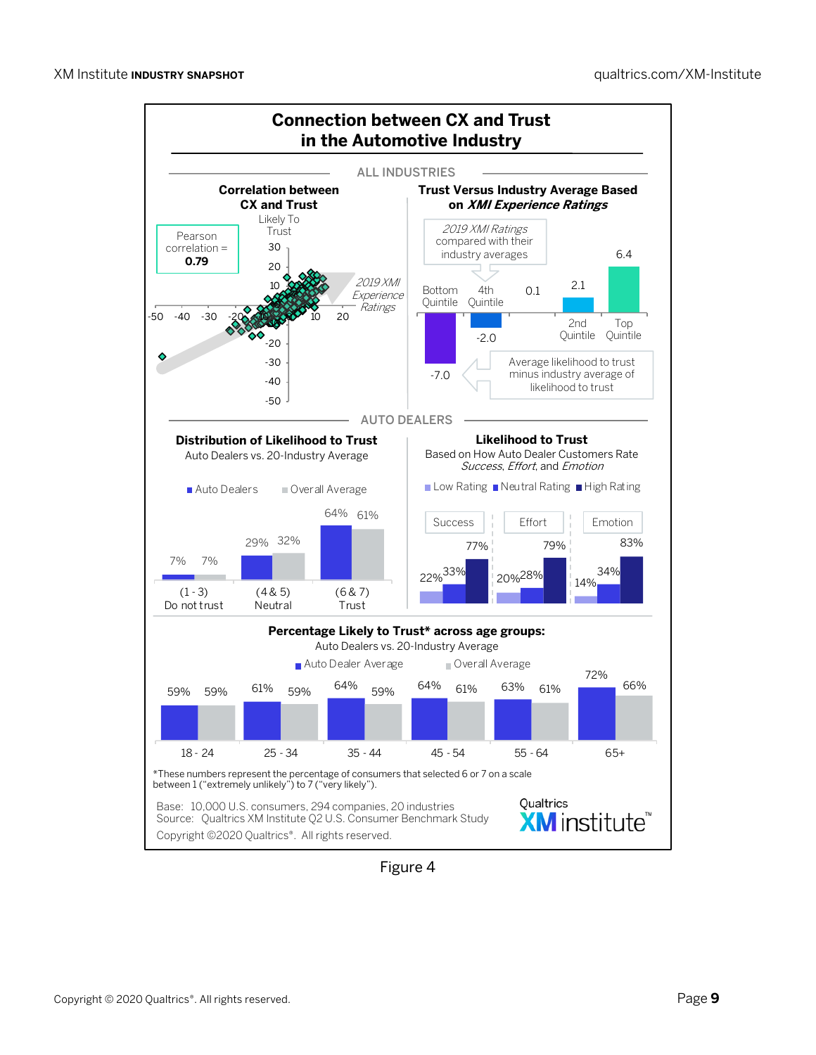## Connection between CX and Trust in the Automotive Industry

### ALL INDUSTRIES

**Correlation between CX and Trust**

Pearson correlation = **0.79**

Likely To Trust

*2019 XMI Experience Ratings*

**Trust Versus Industry Average Based on *XMI Experience Ratings***

*2019 XMI Ratings* compared with their industry averages

Average likelihood to trust minus industry average of likelihood to trust

| Bottom Quintile | 4th Quintile | | 2nd Quintile | Top Quintile |
|---|---|---|---|---|
| -7.0 | -2.0 | 0.1 | 2.1 | 6.4 |

### AUTO DEALERS

**Distribution of Likelihood to Trust**

Auto Dealers vs. 20-Industry Average

| | Auto Dealers | Overall Average |
|---|---|---|
| (1 - 3) Do not trust | 7% | 7% |
| (4 & 5) Neutral | 29% | 32% |
| (6 & 7) Trust | 64% | 61% |

**Likelihood to Trust**

Based on How Auto Dealer Customers Rate *Success*, *Effort*, and *Emotion*

| | Low Rating | Neutral Rating | High Rating |
|---|---|---|---|
| Success | 22% | 33% | 77% |
| Effort | 20% | 28% | 79% |
| Emotion | 14% | 34% | 83% |

**Percentage Likely to Trust* across age groups:**

Auto Dealers vs. 20-Industry Average

| | Auto Dealer Average | Overall Average |
|---|---|---|
| 18 - 24 | 59% | 59% |
| 25 - 34 | 61% | 59% |
| 35 - 44 | 64% | 59% |
| 45 - 54 | 64% | 61% |
| 55 - 64 | 63% | 61% |
| 65+ | 72% | 66% |

*These numbers represent the percentage of consumers that selected 6 or 7 on a scale between 1 ("extremely unlikely") to 7 ("very likely").

Base: 10,000 U.S. consumers, 294 companies, 20 industries
Source: Qualtrics XM Institute Q2 U.S. Consumer Benchmark Study
Copyright ©2020 Qualtrics®. All rights reserved.

Qualtrics XM institute™

Figure 4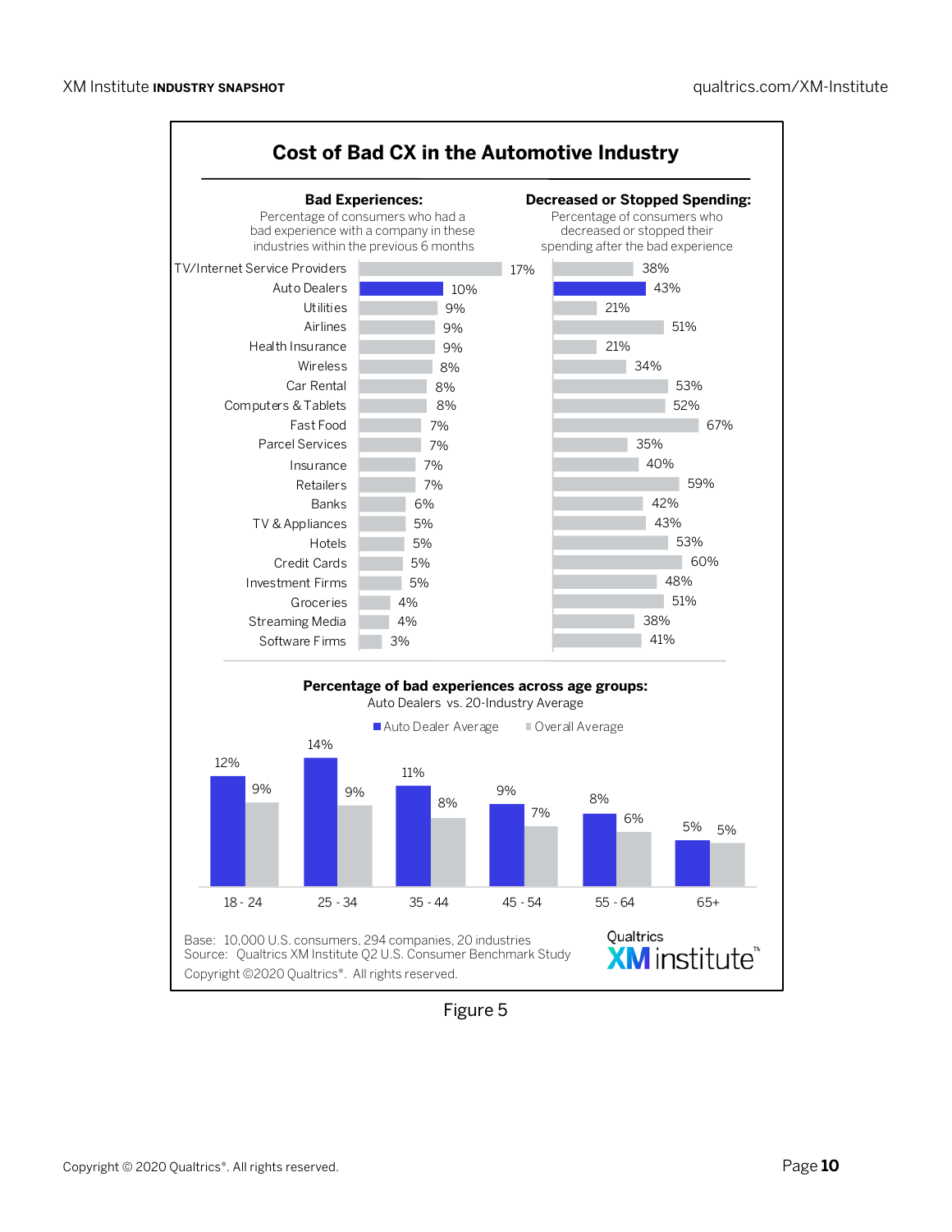## Cost of Bad CX in the Automotive Industry

| Industry | Bad Experiences: Percentage of consumers who had a bad experience with a company in these industries within the previous 6 months | Decreased or Stopped Spending: Percentage of consumers who decreased or stopped their spending after the bad experience |
|---|---|---|
| TV/Internet Service Providers | 17% | 38% |
| Auto Dealers | 10% | 43% |
| Utilities | 9% | 21% |
| Airlines | 9% | 51% |
| Health Insurance | 9% | 21% |
| Wireless | 8% | 34% |
| Car Rental | 8% | 53% |
| Computers & Tablets | 8% | 52% |
| Fast Food | 7% | 67% |
| Parcel Services | 7% | 35% |
| Insurance | 7% | 40% |
| Retailers | 7% | 59% |
| Banks | 6% | 42% |
| TV & Appliances | 5% | 43% |
| Hotels | 5% | 53% |
| Credit Cards | 5% | 60% |
| Investment Firms | 5% | 48% |
| Groceries | 4% | 51% |
| Streaming Media | 4% | 38% |
| Software Firms | 3% | 41% |

**Percentage of bad experiences across age groups:**
Auto Dealers vs. 20-Industry Average

| Age group | Auto Dealer Average | Overall Average |
|---|---|---|
| 18 - 24 | 12% | 9% |
| 25 - 34 | 14% | 9% |
| 35 - 44 | 11% | 8% |
| 45 - 54 | 9% | 7% |
| 55 - 64 | 8% | 6% |
| 65+ | 5% | 5% |

Base: 10,000 U.S. consumers, 294 companies, 20 industries
Source: Qualtrics XM Institute Q2 U.S. Consumer Benchmark Study
Copyright ©2020 Qualtrics®. All rights reserved.

Qualtrics XM institute™

Figure 5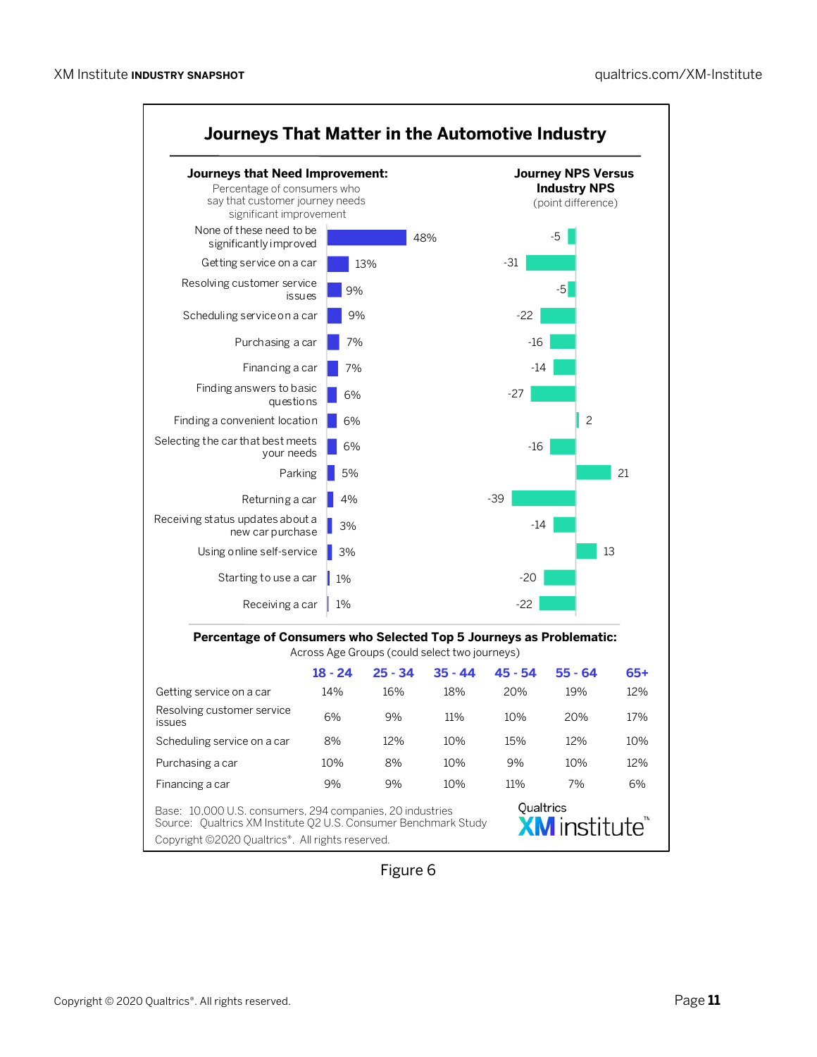## Journeys That Matter in the Automotive Industry

| Journey | Journeys that Need Improvement: Percentage of consumers who say that customer journey needs significant improvement | Journey NPS Versus Industry NPS (point difference) |
|---|---|---|
| None of these need to be significantly improved | 48% | -5 |
| Getting service on a car | 13% | -31 |
| Resolving customer service issues | 9% | -5 |
| Scheduling service on a car | 9% | -22 |
| Purchasing a car | 7% | -16 |
| Financing a car | 7% | -14 |
| Finding answers to basic questions | 6% | -27 |
| Finding a convenient location | 6% | 2 |
| Selecting the car that best meets your needs | 6% | -16 |
| Parking | 5% | 21 |
| Returning a car | 4% | -39 |
| Receiving status updates about a new car purchase | 3% | -14 |
| Using online self-service | 3% | 13 |
| Starting to use a car | 1% | -20 |
| Receiving a car | 1% | -22 |

**Percentage of Consumers who Selected Top 5 Journeys as Problematic:**
Across Age Groups (could select two journeys)

| | 18 - 24 | 25 - 34 | 35 - 44 | 45 - 54 | 55 - 64 | 65+ |
|---|---|---|---|---|---|---|
| Getting service on a car | 14% | 16% | 18% | 20% | 19% | 12% |
| Resolving customer service issues | 6% | 9% | 11% | 10% | 20% | 17% |
| Scheduling service on a car | 8% | 12% | 10% | 15% | 12% | 10% |
| Purchasing a car | 10% | 8% | 10% | 9% | 10% | 12% |
| Financing a car | 9% | 9% | 10% | 11% | 7% | 6% |

Base: 10,000 U.S. consumers, 294 companies, 20 industries
Source: Qualtrics XM Institute Q2 U.S. Consumer Benchmark Study
Copyright ©2020 Qualtrics®. All rights reserved.

Qualtrics XM institute™

Figure 6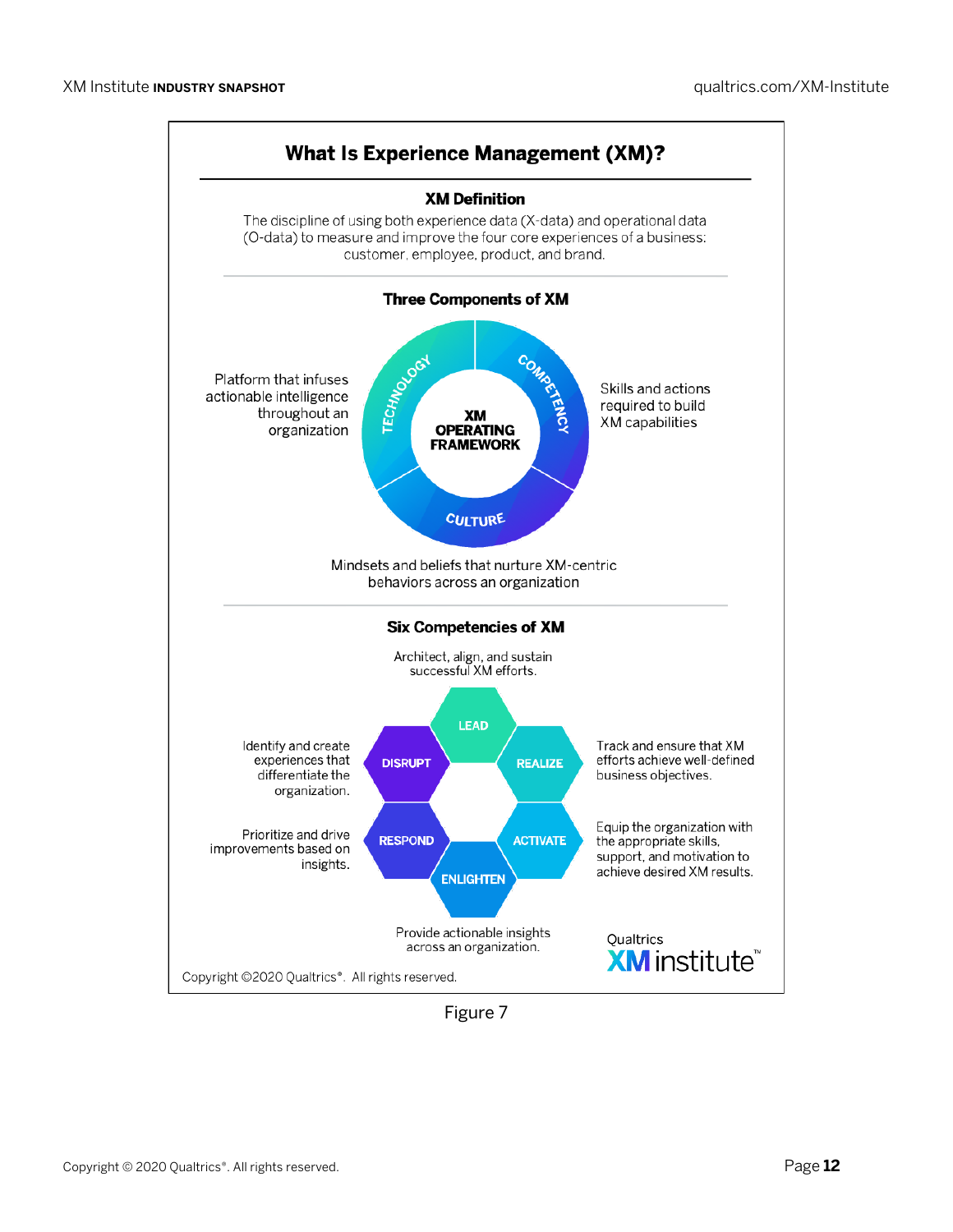## What Is Experience Management (XM)?

### XM Definition

The discipline of using both experience data (X-data) and operational data (O-data) to measure and improve the four core experiences of a business: customer, employee, product, and brand.

### Three Components of XM

XM OPERATING FRAMEWORK

TECHNOLOGY

Platform that infuses actionable intelligence throughout an organization

COMPETENCY

Skills and actions required to build XM capabilities

CULTURE

Mindsets and beliefs that nurture XM-centric behaviors across an organization

### Six Competencies of XM

LEAD

Architect, align, and sustain successful XM efforts.

REALIZE

Track and ensure that XM efforts achieve well-defined business objectives.

ACTIVATE

Equip the organization with the appropriate skills, support, and motivation to achieve desired XM results.

ENLIGHTEN

Provide actionable insights across an organization.

RESPOND

Prioritize and drive improvements based on insights.

DISRUPT

Identify and create experiences that differentiate the organization.

Copyright ©2020 Qualtrics®. All rights reserved.

Qualtrics XM institute™

Figure 7